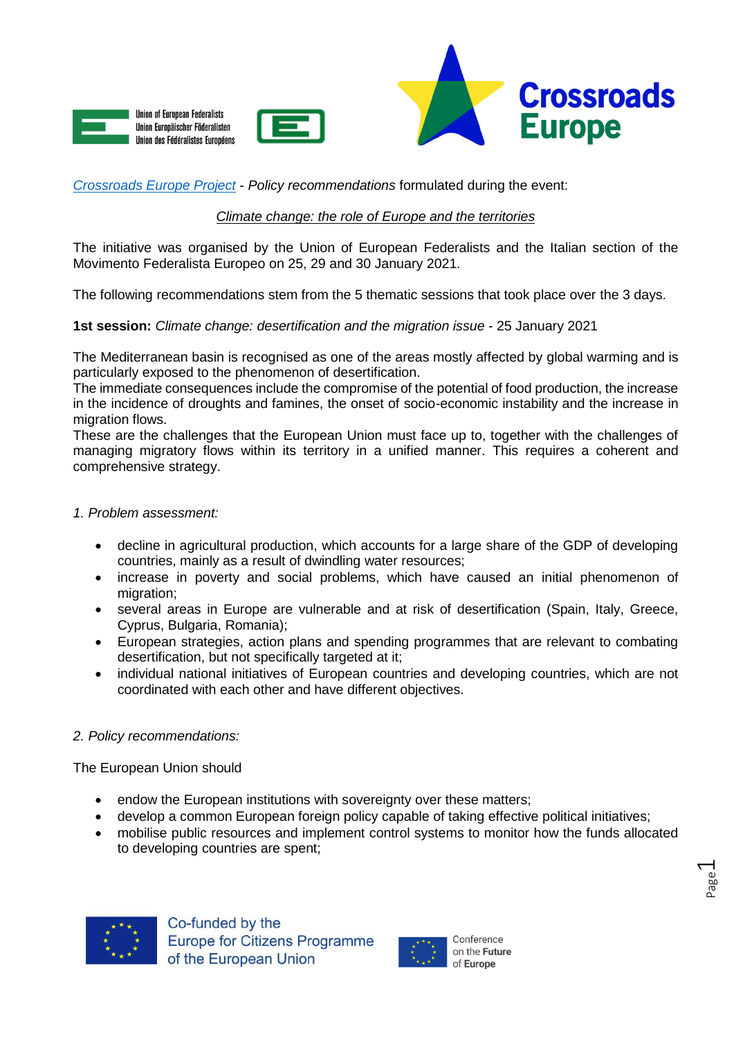Union of European Federalists
Union Europäischer Föderalisten
Union des Fédéralistes Européens

Crossroads Europe

[Crossroads Europe Project](#) - *Policy recommendations* formulated during the event:

<u>*Climate change: the role of Europe and the territories*</u>

The initiative was organised by the Union of European Federalists and the Italian section of the Movimento Federalista Europeo on 25, 29 and 30 January 2021.

The following recommendations stem from the 5 thematic sessions that took place over the 3 days.

**1st session:** *Climate change: desertification and the migration issue* - 25 January 2021

The Mediterranean basin is recognised as one of the areas mostly affected by global warming and is particularly exposed to the phenomenon of desertification.
The immediate consequences include the compromise of the potential of food production, the increase in the incidence of droughts and famines, the onset of socio-economic instability and the increase in migration flows.
These are the challenges that the European Union must face up to, together with the challenges of managing migratory flows within its territory in a unified manner. This requires a coherent and comprehensive strategy.

*1. Problem assessment:*

- decline in agricultural production, which accounts for a large share of the GDP of developing countries, mainly as a result of dwindling water resources;
- increase in poverty and social problems, which have caused an initial phenomenon of migration;
- several areas in Europe are vulnerable and at risk of desertification (Spain, Italy, Greece, Cyprus, Bulgaria, Romania);
- European strategies, action plans and spending programmes that are relevant to combating desertification, but not specifically targeted at it;
- individual national initiatives of European countries and developing countries, which are not coordinated with each other and have different objectives.

*2. Policy recommendations:*

The European Union should

- endow the European institutions with sovereignty over these matters;
- develop a common European foreign policy capable of taking effective political initiatives;
- mobilise public resources and implement control systems to monitor how the funds allocated to developing countries are spent;

Co-funded by the Europe for Citizens Programme of the European Union

Conference on the Future of Europe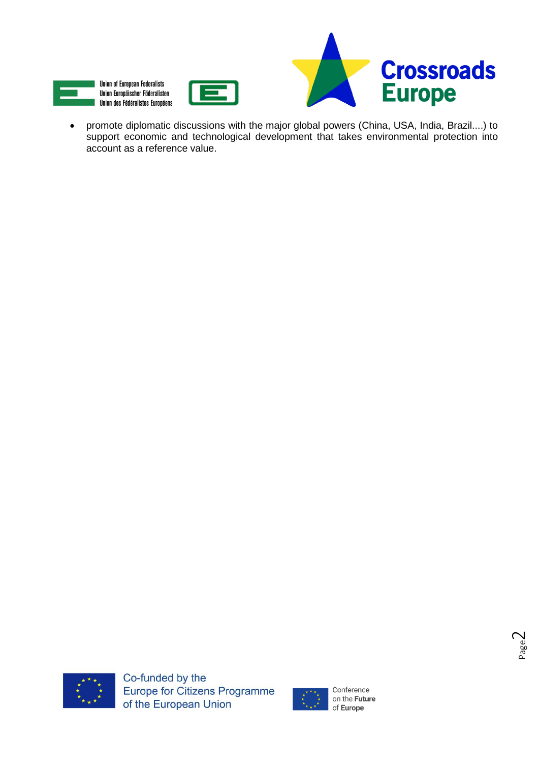- promote diplomatic discussions with the major global powers (China, USA, India, Brazil....) to support economic and technological development that takes environmental protection into account as a reference value.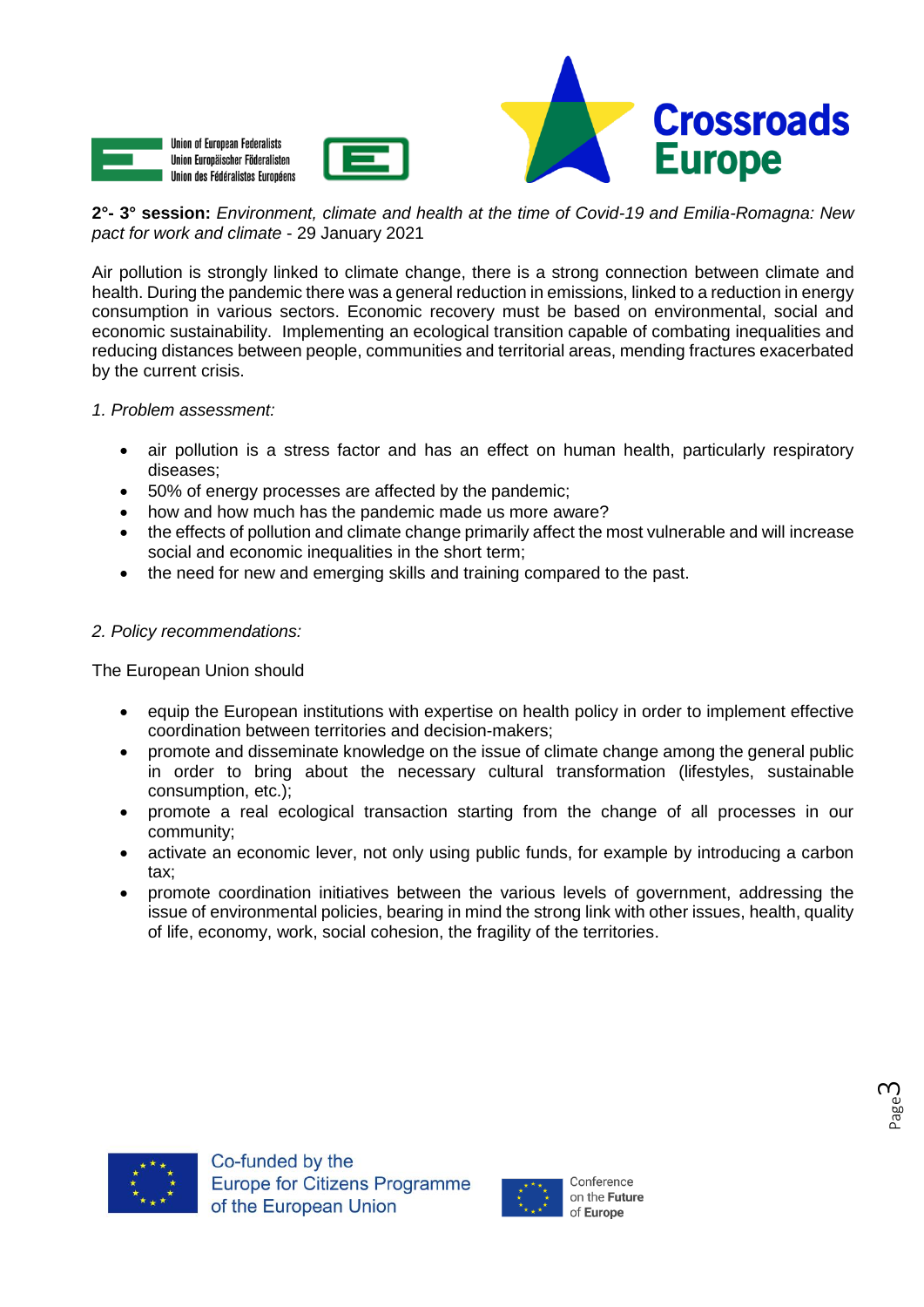**2°- 3° session:** *Environment, climate and health at the time of Covid-19 and Emilia-Romagna: New pact for work and climate* - 29 January 2021

Air pollution is strongly linked to climate change, there is a strong connection between climate and health. During the pandemic there was a general reduction in emissions, linked to a reduction in energy consumption in various sectors. Economic recovery must be based on environmental, social and economic sustainability. Implementing an ecological transition capable of combating inequalities and reducing distances between people, communities and territorial areas, mending fractures exacerbated by the current crisis.

*1. Problem assessment:*

- air pollution is a stress factor and has an effect on human health, particularly respiratory diseases;
- 50% of energy processes are affected by the pandemic;
- how and how much has the pandemic made us more aware?
- the effects of pollution and climate change primarily affect the most vulnerable and will increase social and economic inequalities in the short term;
- the need for new and emerging skills and training compared to the past.

*2. Policy recommendations:*

The European Union should

- equip the European institutions with expertise on health policy in order to implement effective coordination between territories and decision-makers;
- promote and disseminate knowledge on the issue of climate change among the general public in order to bring about the necessary cultural transformation (lifestyles, sustainable consumption, etc.);
- promote a real ecological transaction starting from the change of all processes in our community;
- activate an economic lever, not only using public funds, for example by introducing a carbon tax;
- promote coordination initiatives between the various levels of government, addressing the issue of environmental policies, bearing in mind the strong link with other issues, health, quality of life, economy, work, social cohesion, the fragility of the territories.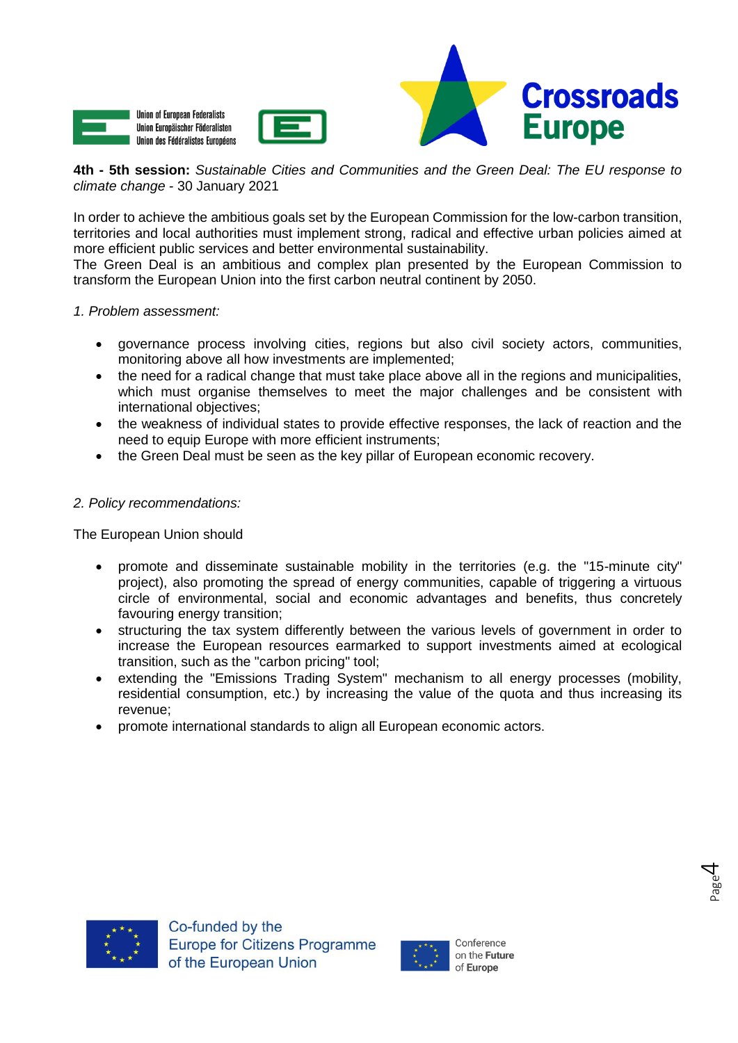**4th - 5th session:** *Sustainable Cities and Communities and the Green Deal: The EU response to climate change* - 30 January 2021

In order to achieve the ambitious goals set by the European Commission for the low-carbon transition, territories and local authorities must implement strong, radical and effective urban policies aimed at more efficient public services and better environmental sustainability.
The Green Deal is an ambitious and complex plan presented by the European Commission to transform the European Union into the first carbon neutral continent by 2050.

*1. Problem assessment:*

- governance process involving cities, regions but also civil society actors, communities, monitoring above all how investments are implemented;
- the need for a radical change that must take place above all in the regions and municipalities, which must organise themselves to meet the major challenges and be consistent with international objectives;
- the weakness of individual states to provide effective responses, the lack of reaction and the need to equip Europe with more efficient instruments;
- the Green Deal must be seen as the key pillar of European economic recovery.

*2. Policy recommendations:*

The European Union should

- promote and disseminate sustainable mobility in the territories (e.g. the "15-minute city" project), also promoting the spread of energy communities, capable of triggering a virtuous circle of environmental, social and economic advantages and benefits, thus concretely favouring energy transition;
- structuring the tax system differently between the various levels of government in order to increase the European resources earmarked to support investments aimed at ecological transition, such as the "carbon pricing" tool;
- extending the "Emissions Trading System" mechanism to all energy processes (mobility, residential consumption, etc.) by increasing the value of the quota and thus increasing its revenue;
- promote international standards to align all European economic actors.

Co-funded by the Europe for Citizens Programme of the European Union

Conference on the Future of Europe